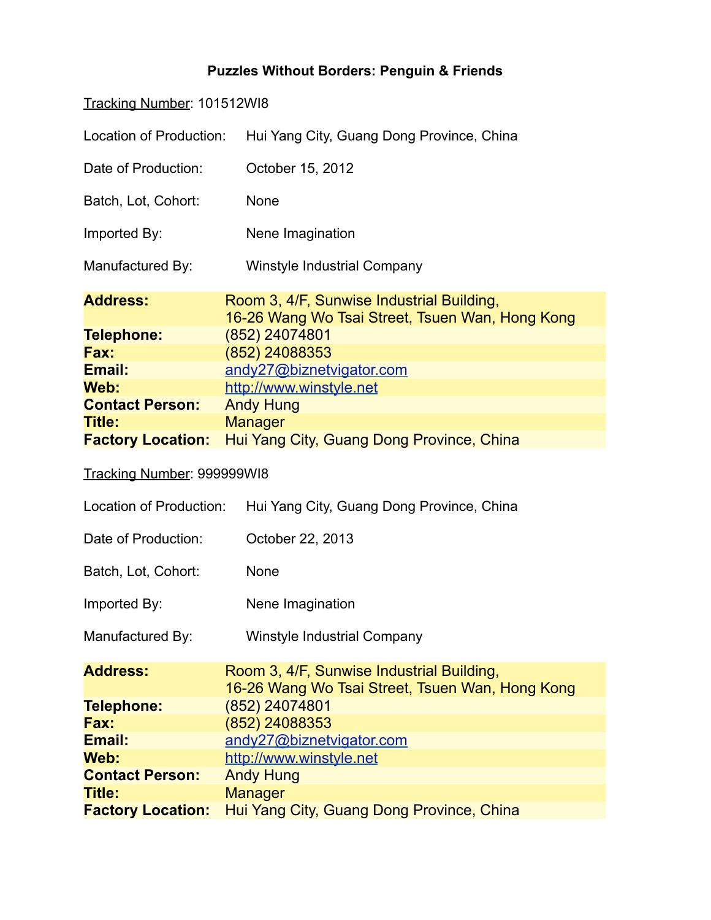# Puzzles Without Borders: Penguin & Friends

Tracking Number: 101512WI8

Location of Production: Hui Yang City, Guang Dong Province, China

Date of Production: October 15, 2012

Batch, Lot, Cohort: None

Imported By: Nene Imagination

Manufactured By: Winstyle Industrial Company

| | |
|---|---|
| **Address:** | Room 3, 4/F, Sunwise Industrial Building, 16-26 Wang Wo Tsai Street, Tsuen Wan, Hong Kong |
| **Telephone:** | (852) 24074801 |
| **Fax:** | (852) 24088353 |
| **Email:** | andy27@biznetvigator.com |
| **Web:** | http://www.winstyle.net |
| **Contact Person:** | Andy Hung |
| **Title:** | Manager |
| **Factory Location:** | Hui Yang City, Guang Dong Province, China |

Tracking Number: 999999WI8

Location of Production: Hui Yang City, Guang Dong Province, China

Date of Production: October 22, 2013

Batch, Lot, Cohort: None

Imported By: Nene Imagination

Manufactured By: Winstyle Industrial Company

| | |
|---|---|
| **Address:** | Room 3, 4/F, Sunwise Industrial Building, 16-26 Wang Wo Tsai Street, Tsuen Wan, Hong Kong |
| **Telephone:** | (852) 24074801 |
| **Fax:** | (852) 24088353 |
| **Email:** | andy27@biznetvigator.com |
| **Web:** | http://www.winstyle.net |
| **Contact Person:** | Andy Hung |
| **Title:** | Manager |
| **Factory Location:** | Hui Yang City, Guang Dong Province, China |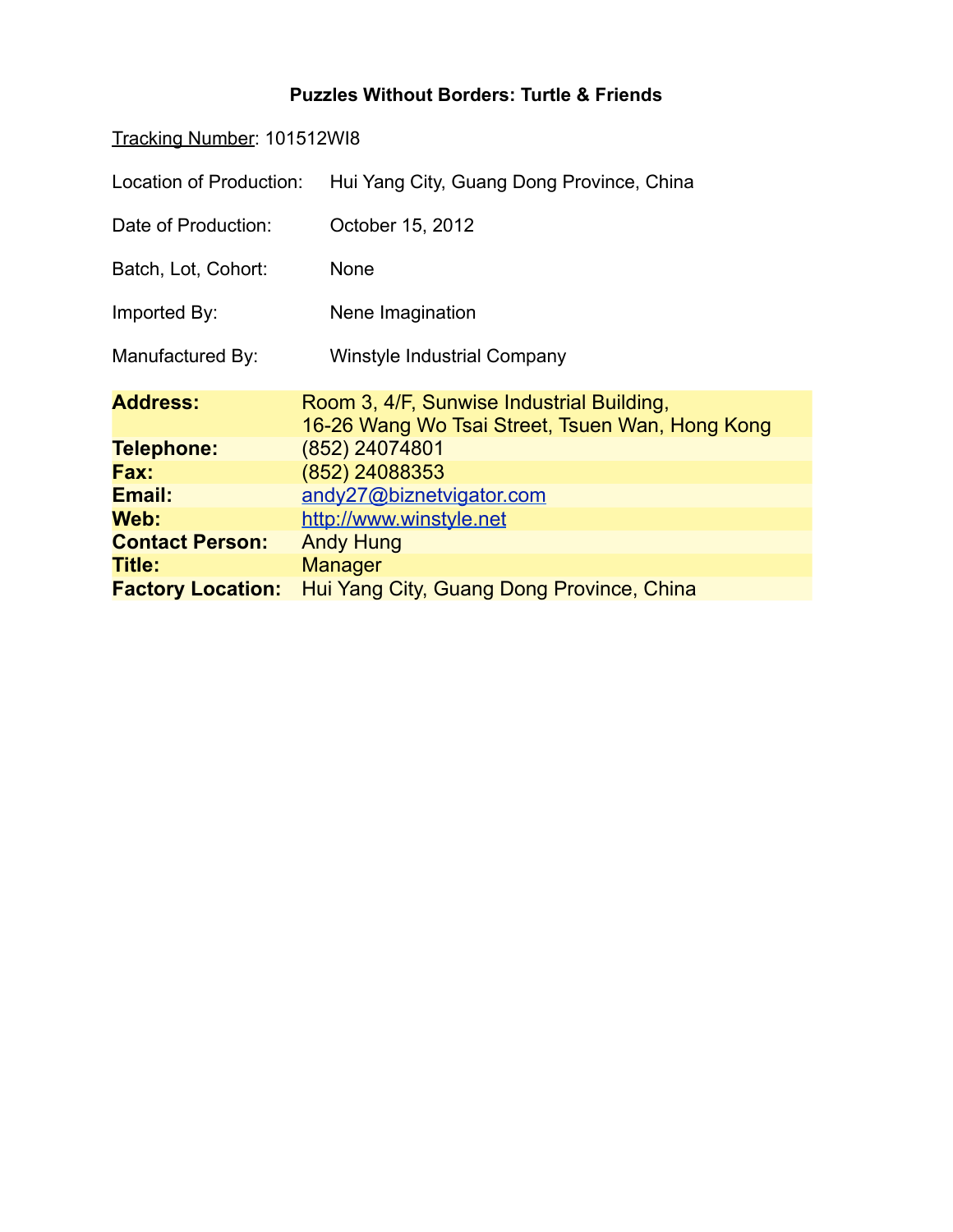**Puzzles Without Borders: Turtle & Friends**

Tracking Number: 101512WI8

Location of Production: Hui Yang City, Guang Dong Province, China

Date of Production: October 15, 2012

Batch, Lot, Cohort: None

Imported By: Nene Imagination

Manufactured By: Winstyle Industrial Company

| | |
|---|---|
| **Address:** | Room 3, 4/F, Sunwise Industrial Building, 16-26 Wang Wo Tsai Street, Tsuen Wan, Hong Kong |
| **Telephone:** | (852) 24074801 |
| **Fax:** | (852) 24088353 |
| **Email:** | andy27@biznetvigator.com |
| **Web:** | http://www.winstyle.net |
| **Contact Person:** | Andy Hung |
| **Title:** | Manager |
| **Factory Location:** | Hui Yang City, Guang Dong Province, China |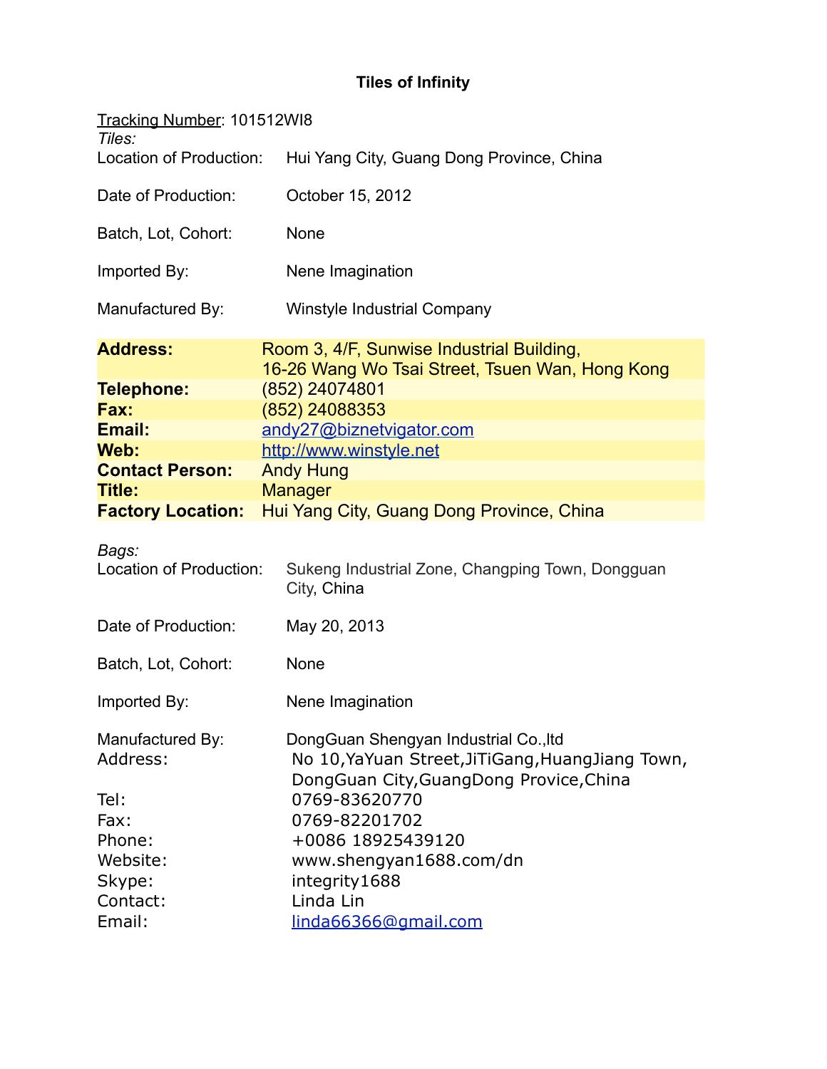**Tiles of Infinity**

Tracking Number: 101512WI8

*Tiles:*

Location of Production: Hui Yang City, Guang Dong Province, China

Date of Production: October 15, 2012

Batch, Lot, Cohort: None

Imported By: Nene Imagination

Manufactured By: Winstyle Industrial Company

| | |
|---|---|
| **Address:** | Room 3, 4/F, Sunwise Industrial Building, 16-26 Wang Wo Tsai Street, Tsuen Wan, Hong Kong |
| **Telephone:** | (852) 24074801 |
| **Fax:** | (852) 24088353 |
| **Email:** | andy27@biznetvigator.com |
| **Web:** | http://www.winstyle.net |
| **Contact Person:** | Andy Hung |
| **Title:** | Manager |
| **Factory Location:** | Hui Yang City, Guang Dong Province, China |

*Bags:*

Location of Production: Sukeng Industrial Zone, Changping Town, Dongguan City, China

Date of Production: May 20, 2013

Batch, Lot, Cohort: None

Imported By: Nene Imagination

Manufactured By: DongGuan Shengyan Industrial Co.,ltd

Address: No 10,YaYuan Street,JiTiGang,HuangJiang Town, DongGuan City,GuangDong Provice,China

Tel: 0769-83620770

Fax: 0769-82201702

Phone: +0086 18925439120

Website: www.shengyan1688.com/dn

Skype: integrity1688

Contact: Linda Lin

Email: linda66366@gmail.com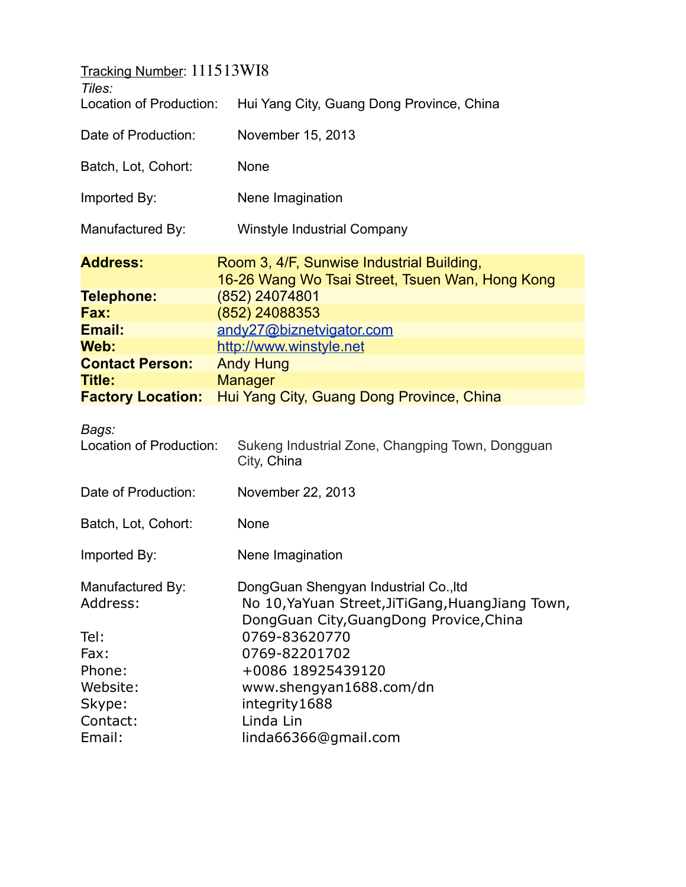Tracking Number: 111513WI8

*Tiles:*

Location of Production: Hui Yang City, Guang Dong Province, China

Date of Production: November 15, 2013

Batch, Lot, Cohort: None

Imported By: Nene Imagination

Manufactured By: Winstyle Industrial Company

| | |
|---|---|
| **Address:** | Room 3, 4/F, Sunwise Industrial Building, 16-26 Wang Wo Tsai Street, Tsuen Wan, Hong Kong |
| **Telephone:** | (852) 24074801 |
| **Fax:** | (852) 24088353 |
| **Email:** | andy27@biznetvigator.com |
| **Web:** | http://www.winstyle.net |
| **Contact Person:** | Andy Hung |
| **Title:** | Manager |
| **Factory Location:** | Hui Yang City, Guang Dong Province, China |

*Bags:*

Location of Production: Sukeng Industrial Zone, Changping Town, Dongguan City, China

Date of Production: November 22, 2013

Batch, Lot, Cohort: None

Imported By: Nene Imagination

Manufactured By: DongGuan Shengyan Industrial Co.,ltd

Address: No 10,YaYuan Street,JiTiGang,HuangJiang Town, DongGuan City,GuangDong Provice,China

Tel: 0769-83620770

Fax: 0769-82201702

Phone: +0086 18925439120

Website: www.shengyan1688.com/dn

Skype: integrity1688

Contact: Linda Lin

Email: linda66366@gmail.com